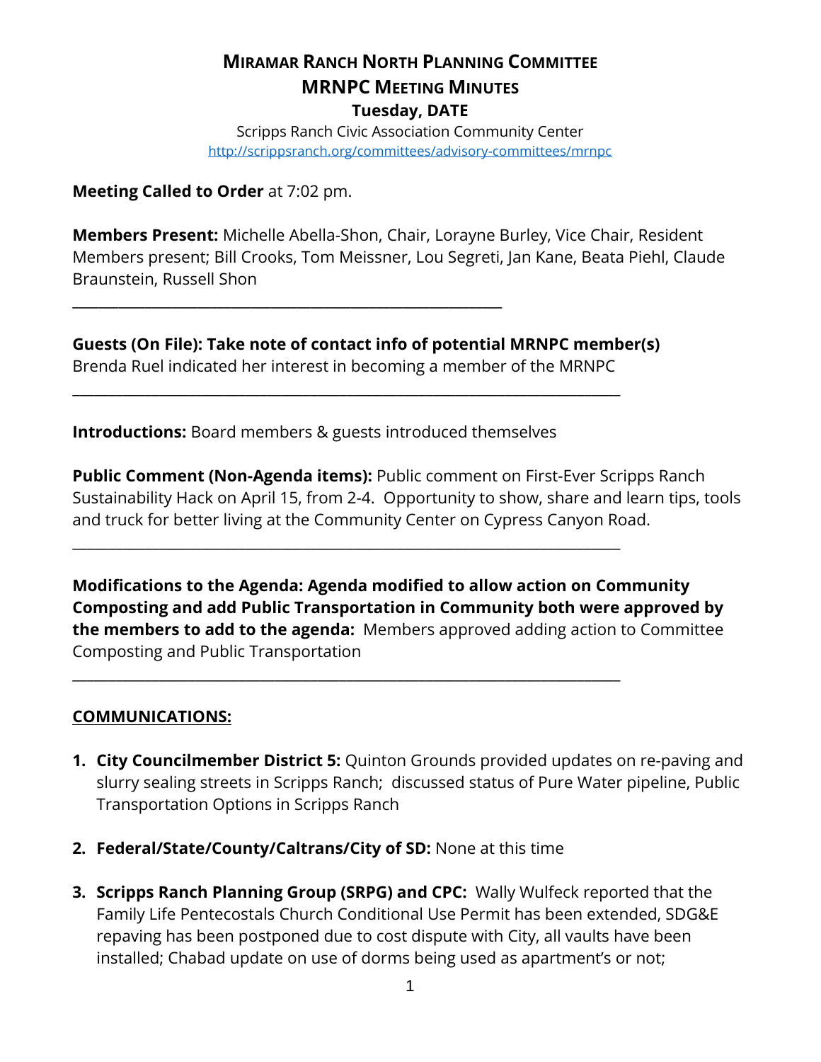# MIRAMAR RANCH NORTH PLANNING COMMITTEE
## MRNPC MEETING MINUTES
### Tuesday, DATE

Scripps Ranch Civic Association Community Center
http://scrippsranch.org/committees/advisory-committees/mrnpc

**Meeting Called to Order** at 7:02 pm.

**Members Present:** Michelle Abella-Shon, Chair, Lorayne Burley, Vice Chair, Resident Members present; Bill Crooks, Tom Meissner, Lou Segreti, Jan Kane, Beata Piehl, Claude Braunstein, Russell Shon

---

**Guests (On File): Take note of contact info of potential MRNPC member(s)**
Brenda Ruel indicated her interest in becoming a member of the MRNPC

---

**Introductions:** Board members & guests introduced themselves

**Public Comment (Non-Agenda items):** Public comment on First-Ever Scripps Ranch Sustainability Hack on April 15, from 2-4. Opportunity to show, share and learn tips, tools and truck for better living at the Community Center on Cypress Canyon Road.

---

**Modifications to the Agenda: Agenda modified to allow action on Community Composting and add Public Transportation in Community both were approved by the members to add to the agenda:** Members approved adding action to Committee Composting and Public Transportation

---

**COMMUNICATIONS:**

1. **City Councilmember District 5:** Quinton Grounds provided updates on re-paving and slurry sealing streets in Scripps Ranch; discussed status of Pure Water pipeline, Public Transportation Options in Scripps Ranch

2. **Federal/State/County/Caltrans/City of SD:** None at this time

3. **Scripps Ranch Planning Group (SRPG) and CPC:** Wally Wulfeck reported that the Family Life Pentecostals Church Conditional Use Permit has been extended, SDG&E repaving has been postponed due to cost dispute with City, all vaults have been installed; Chabad update on use of dorms being used as apartment's or not;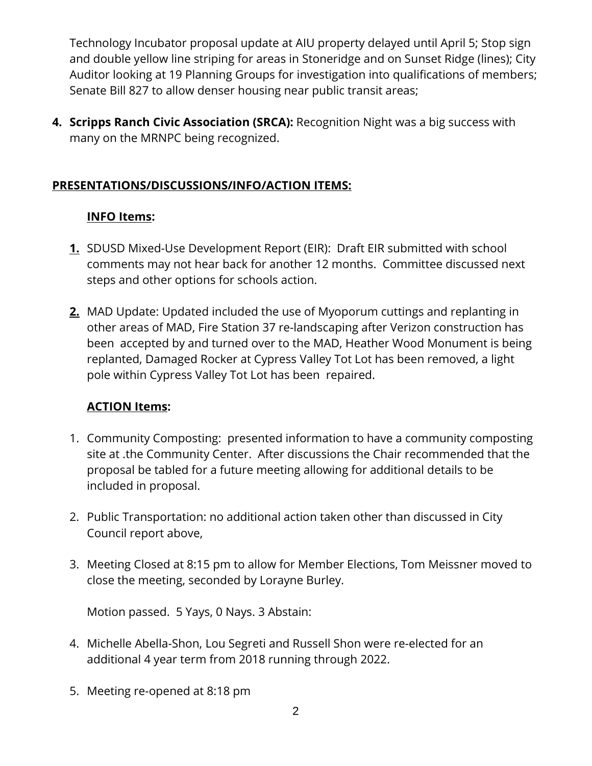Technology Incubator proposal update at AIU property delayed until April 5; Stop sign and double yellow line striping for areas in Stoneridge and on Sunset Ridge (lines); City Auditor looking at 19 Planning Groups for investigation into qualifications of members; Senate Bill 827 to allow denser housing near public transit areas;

4. **Scripps Ranch Civic Association (SRCA):** Recognition Night was a big success with many on the MRNPC being recognized.

**PRESENTATIONS/DISCUSSIONS/INFO/ACTION ITEMS:**

**INFO Items:**

1. SDUSD Mixed-Use Development Report (EIR): Draft EIR submitted with school comments may not hear back for another 12 months. Committee discussed next steps and other options for schools action.

2. MAD Update: Updated included the use of Myoporum cuttings and replanting in other areas of MAD, Fire Station 37 re-landscaping after Verizon construction has been accepted by and turned over to the MAD, Heather Wood Monument is being replanted, Damaged Rocker at Cypress Valley Tot Lot has been removed, a light pole within Cypress Valley Tot Lot has been repaired.

**ACTION Items:**

1. Community Composting: presented information to have a community composting site at .the Community Center. After discussions the Chair recommended that the proposal be tabled for a future meeting allowing for additional details to be included in proposal.

2. Public Transportation: no additional action taken other than discussed in City Council report above,

3. Meeting Closed at 8:15 pm to allow for Member Elections, Tom Meissner moved to close the meeting, seconded by Lorayne Burley.

   Motion passed. 5 Yays, 0 Nays. 3 Abstain:

4. Michelle Abella-Shon, Lou Segreti and Russell Shon were re-elected for an additional 4 year term from 2018 running through 2022.

5. Meeting re-opened at 8:18 pm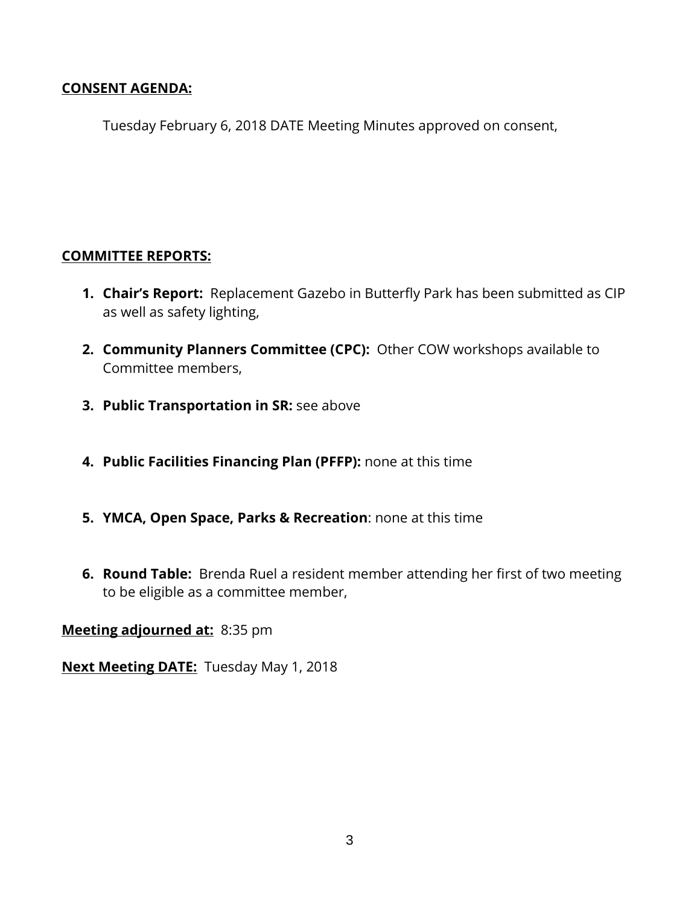**CONSENT AGENDA:**

Tuesday February 6, 2018 DATE Meeting Minutes approved on consent,

**COMMITTEE REPORTS:**

1. **Chair's Report:** Replacement Gazebo in Butterfly Park has been submitted as CIP as well as safety lighting,
2. **Community Planners Committee (CPC):** Other COW workshops available to Committee members,
3. **Public Transportation in SR:** see above
4. **Public Facilities Financing Plan (PFFP):** none at this time
5. **YMCA, Open Space, Parks & Recreation**: none at this time
6. **Round Table:** Brenda Ruel a resident member attending her first of two meeting to be eligible as a committee member,

**Meeting adjourned at:** 8:35 pm

**Next Meeting DATE:** Tuesday May 1, 2018